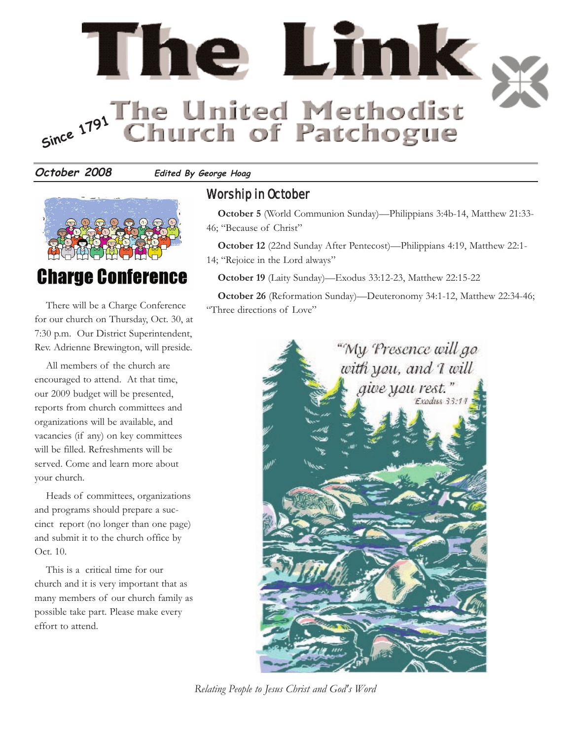# The Link

## The United Methodist Church of Patchogue

Since 1791

**October 2008** *Edited By George Hoag*

## Charge Conference

There will be a Charge Conference for our church on Thursday, Oct. 30, at 7:30 p.m. Our District Superintendent, Rev. Adrienne Brewington, will preside.

All members of the church are encouraged to attend. At that time, our 2009 budget will be presented, reports from church committees and organizations will be available, and vacancies (if any) on key committees will be filled. Refreshments will be served. Come and learn more about your church.

Heads of committees, organizations and programs should prepare a succinct report (no longer than one page) and submit it to the church office by Oct. 10.

This is a critical time for our church and it is very important that as many members of our church family as possible take part. Please make every effort to attend.

## Worship in October

**October 5** (World Communion Sunday)—Philippians 3:4b-14, Matthew 21:33-46; "Because of Christ"

**October 12** (22nd Sunday After Pentecost)—Philippians 4:19, Matthew 22:1-14; "Rejoice in the Lord always"

**October 19** (Laity Sunday)—Exodus 33:12-23, Matthew 22:15-22

**October 26** (Reformation Sunday)—Deuteronomy 34:1-12, Matthew 22:34-46; "Three directions of Love"

"My Presence will go with you, and I will give you rest." Exodus 33:14

*Relating People to Jesus Christ and God's Word*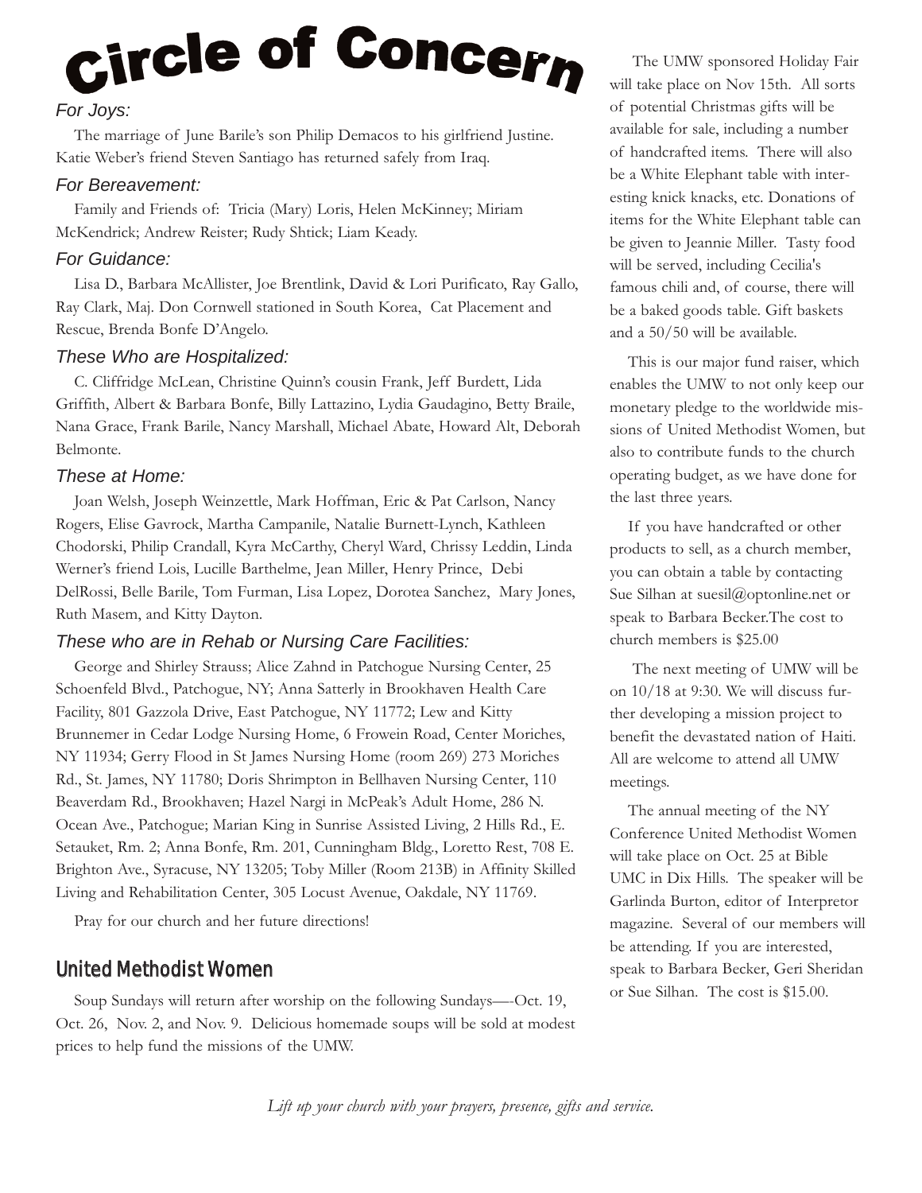# Circle of Concern

### *For Joys:*

The marriage of June Barile's son Philip Demacos to his girlfriend Justine. Katie Weber's friend Steven Santiago has returned safely from Iraq.

### *For Bereavement:*

Family and Friends of: Tricia (Mary) Loris, Helen McKinney; Miriam McKendrick; Andrew Reister; Rudy Shtick; Liam Keady.

### *For Guidance:*

Lisa D., Barbara McAllister, Joe Brentlink, David & Lori Purificato, Ray Gallo, Ray Clark, Maj. Don Cornwell stationed in South Korea, Cat Placement and Rescue, Brenda Bonfe D'Angelo.

### *These Who are Hospitalized:*

C. Cliffridge McLean, Christine Quinn's cousin Frank, Jeff Burdett, Lida Griffith, Albert & Barbara Bonfe, Billy Lattazino, Lydia Gaudagino, Betty Braile, Nana Grace, Frank Barile, Nancy Marshall, Michael Abate, Howard Alt, Deborah Belmonte.

### *These at Home:*

Joan Welsh, Joseph Weinzettle, Mark Hoffman, Eric & Pat Carlson, Nancy Rogers, Elise Gavrock, Martha Campanile, Natalie Burnett-Lynch, Kathleen Chodorski, Philip Crandall, Kyra McCarthy, Cheryl Ward, Chrissy Leddin, Linda Werner's friend Lois, Lucille Barthelme, Jean Miller, Henry Prince, Debi DelRossi, Belle Barile, Tom Furman, Lisa Lopez, Dorotea Sanchez, Mary Jones, Ruth Masem, and Kitty Dayton.

### *These who are in Rehab or Nursing Care Facilities:*

George and Shirley Strauss; Alice Zahnd in Patchogue Nursing Center, 25 Schoenfeld Blvd., Patchogue, NY; Anna Satterly in Brookhaven Health Care Facility, 801 Gazzola Drive, East Patchogue, NY 11772; Lew and Kitty Brunnemer in Cedar Lodge Nursing Home, 6 Frowein Road, Center Moriches, NY 11934; Gerry Flood in St James Nursing Home (room 269) 273 Moriches Rd., St. James, NY 11780; Doris Shrimpton in Bellhaven Nursing Center, 110 Beaverdam Rd., Brookhaven; Hazel Nargi in McPeak's Adult Home, 286 N. Ocean Ave., Patchogue; Marian King in Sunrise Assisted Living, 2 Hills Rd., E. Setauket, Rm. 2; Anna Bonfe, Rm. 201, Cunningham Bldg., Loretto Rest, 708 E. Brighton Ave., Syracuse, NY 13205; Toby Miller (Room 213B) in Affinity Skilled Living and Rehabilitation Center, 305 Locust Avenue, Oakdale, NY 11769.

Pray for our church and her future directions!

## United Methodist Women

Soup Sundays will return after worship on the following Sundays—-Oct. 19, Oct. 26, Nov. 2, and Nov. 9. Delicious homemade soups will be sold at modest prices to help fund the missions of the UMW.

The UMW sponsored Holiday Fair will take place on Nov 15th. All sorts of potential Christmas gifts will be available for sale, including a number of handcrafted items. There will also be a White Elephant table with interesting knick knacks, etc. Donations of items for the White Elephant table can be given to Jeannie Miller. Tasty food will be served, including Cecilia's famous chili and, of course, there will be a baked goods table. Gift baskets and a 50/50 will be available.

This is our major fund raiser, which enables the UMW to not only keep our monetary pledge to the worldwide missions of United Methodist Women, but also to contribute funds to the church operating budget, as we have done for the last three years.

If you have handcrafted or other products to sell, as a church member, you can obtain a table by contacting Sue Silhan at suesil@optonline.net or speak to Barbara Becker.The cost to church members is $25.00

The next meeting of UMW will be on 10/18 at 9:30. We will discuss further developing a mission project to benefit the devastated nation of Haiti. All are welcome to attend all UMW meetings.

The annual meeting of the NY Conference United Methodist Women will take place on Oct. 25 at Bible UMC in Dix Hills. The speaker will be Garlinda Burton, editor of Interpretor magazine. Several of our members will be attending. If you are interested, speak to Barbara Becker, Geri Sheridan or Sue Silhan. The cost is $15.00.

*Lift up your church with your prayers, presence, gifts and service.*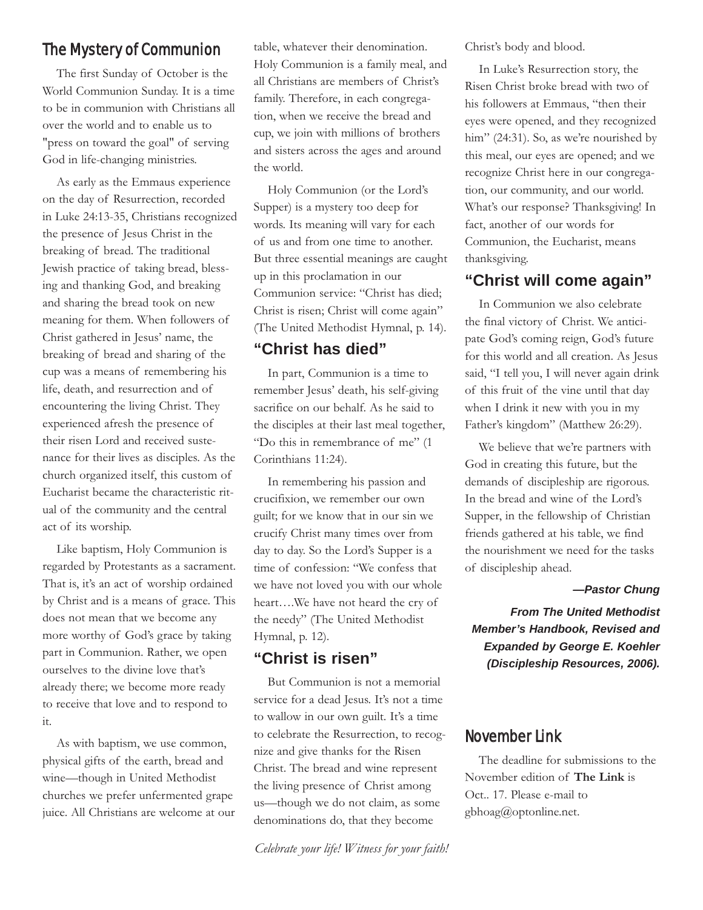## The Mystery of Communion

The first Sunday of October is the World Communion Sunday. It is a time to be in communion with Christians all over the world and to enable us to "press on toward the goal" of serving God in life-changing ministries.

As early as the Emmaus experience on the day of Resurrection, recorded in Luke 24:13-35, Christians recognized the presence of Jesus Christ in the breaking of bread. The traditional Jewish practice of taking bread, blessing and thanking God, and breaking and sharing the bread took on new meaning for them. When followers of Christ gathered in Jesus' name, the breaking of bread and sharing of the cup was a means of remembering his life, death, and resurrection and of encountering the living Christ. They experienced afresh the presence of their risen Lord and received sustenance for their lives as disciples. As the church organized itself, this custom of Eucharist became the characteristic ritual of the community and the central act of its worship.

Like baptism, Holy Communion is regarded by Protestants as a sacrament. That is, it's an act of worship ordained by Christ and is a means of grace. This does not mean that we become any more worthy of God's grace by taking part in Communion. Rather, we open ourselves to the divine love that's already there; we become more ready to receive that love and to respond to it.

As with baptism, we use common, physical gifts of the earth, bread and wine—though in United Methodist churches we prefer unfermented grape juice. All Christians are welcome at our table, whatever their denomination. Holy Communion is a family meal, and all Christians are members of Christ's family. Therefore, in each congregation, when we receive the bread and cup, we join with millions of brothers and sisters across the ages and around the world.

Holy Communion (or the Lord's Supper) is a mystery too deep for words. Its meaning will vary for each of us and from one time to another. But three essential meanings are caught up in this proclamation in our Communion service: "Christ has died; Christ is risen; Christ will come again" (The United Methodist Hymnal, p. 14).

### "Christ has died"

In part, Communion is a time to remember Jesus' death, his self-giving sacrifice on our behalf. As he said to the disciples at their last meal together, "Do this in remembrance of me" (1 Corinthians 11:24).

In remembering his passion and crucifixion, we remember our own guilt; for we know that in our sin we crucify Christ many times over from day to day. So the Lord's Supper is a time of confession: "We confess that we have not loved you with our whole heart….We have not heard the cry of the needy" (The United Methodist Hymnal, p. 12).

### "Christ is risen"

But Communion is not a memorial service for a dead Jesus. It's not a time to wallow in our own guilt. It's a time to celebrate the Resurrection, to recognize and give thanks for the Risen Christ. The bread and wine represent the living presence of Christ among us—though we do not claim, as some denominations do, that they become Christ's body and blood.

In Luke's Resurrection story, the Risen Christ broke bread with two of his followers at Emmaus, "then their eyes were opened, and they recognized him" (24:31). So, as we're nourished by this meal, our eyes are opened; and we recognize Christ here in our congregation, our community, and our world. What's our response? Thanksgiving! In fact, another of our words for Communion, the Eucharist, means thanksgiving.

### "Christ will come again"

In Communion we also celebrate the final victory of Christ. We anticipate God's coming reign, God's future for this world and all creation. As Jesus said, "I tell you, I will never again drink of this fruit of the vine until that day when I drink it new with you in my Father's kingdom" (Matthew 26:29).

We believe that we're partners with God in creating this future, but the demands of discipleship are rigorous. In the bread and wine of the Lord's Supper, in the fellowship of Christian friends gathered at his table, we find the nourishment we need for the tasks of discipleship ahead.

***—Pastor Chung***

***From The United Methodist Member's Handbook, Revised and Expanded by George E. Koehler (Discipleship Resources, 2006).***

## November Link

The deadline for submissions to the November edition of **The Link** is Oct.. 17. Please e-mail to gbhoag@optonline.net.

*Celebrate your life! Witness for your faith!*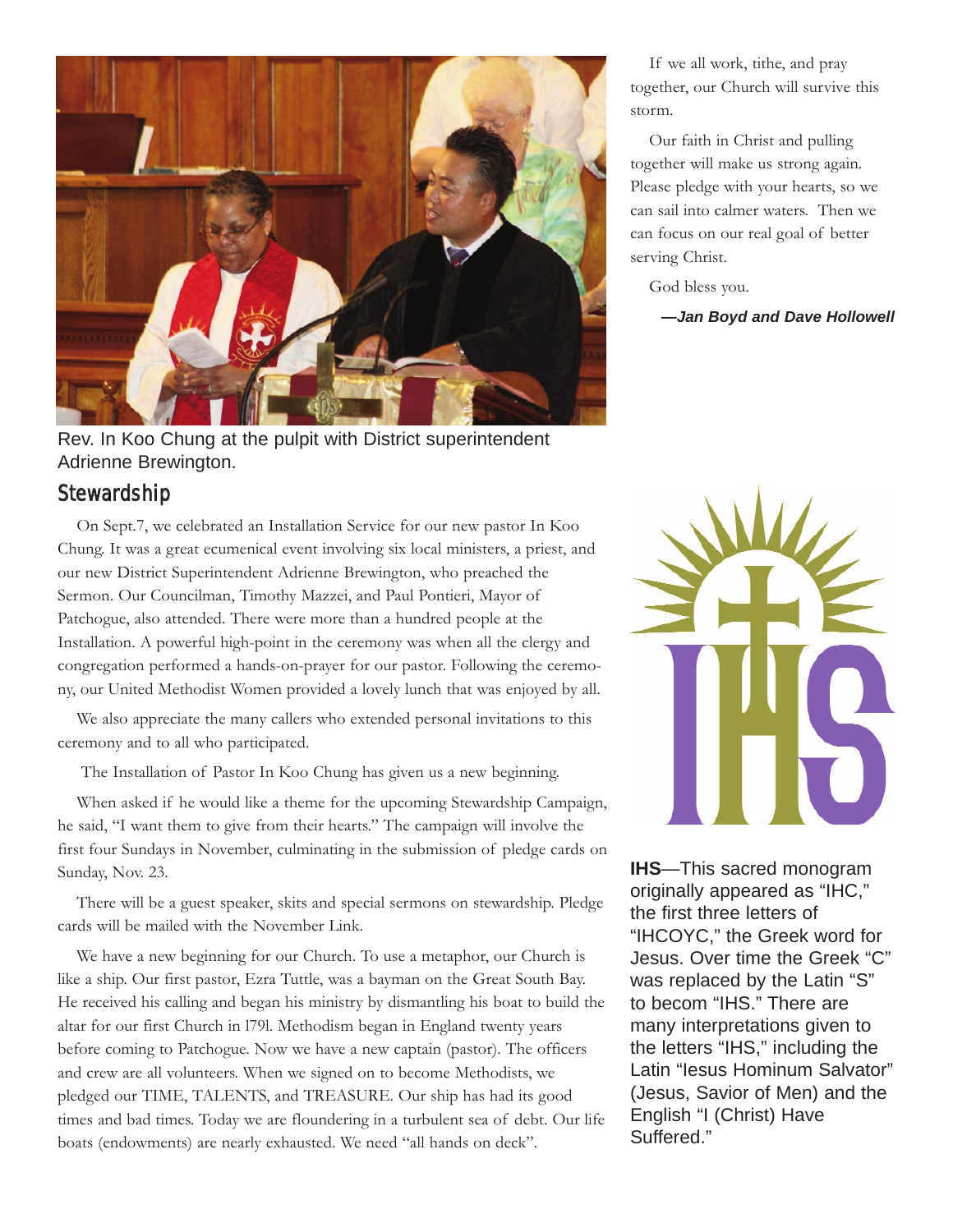Rev. In Koo Chung at the pulpit with District superintendent Adrienne Brewington.

## Stewardship

On Sept.7, we celebrated an Installation Service for our new pastor In Koo Chung. It was a great ecumenical event involving six local ministers, a priest, and our new District Superintendent Adrienne Brewington, who preached the Sermon. Our Councilman, Timothy Mazzei, and Paul Pontieri, Mayor of Patchogue, also attended. There were more than a hundred people at the Installation. A powerful high-point in the ceremony was when all the clergy and congregation performed a hands-on-prayer for our pastor. Following the ceremony, our United Methodist Women provided a lovely lunch that was enjoyed by all.

We also appreciate the many callers who extended personal invitations to this ceremony and to all who participated.

The Installation of Pastor In Koo Chung has given us a new beginning.

When asked if he would like a theme for the upcoming Stewardship Campaign, he said, "I want them to give from their hearts." The campaign will involve the first four Sundays in November, culminating in the submission of pledge cards on Sunday, Nov. 23.

There will be a guest speaker, skits and special sermons on stewardship. Pledge cards will be mailed with the November Link.

We have a new beginning for our Church. To use a metaphor, our Church is like a ship. Our first pastor, Ezra Tuttle, was a bayman on the Great South Bay. He received his calling and began his ministry by dismantling his boat to build the altar for our first Church in 1791. Methodism began in England twenty years before coming to Patchogue. Now we have a new captain (pastor). The officers and crew are all volunteers. When we signed on to become Methodists, we pledged our TIME, TALENTS, and TREASURE. Our ship has had its good times and bad times. Today we are floundering in a turbulent sea of debt. Our life boats (endowments) are nearly exhausted. We need "all hands on deck".

If we all work, tithe, and pray together, our Church will survive this storm.

Our faith in Christ and pulling together will make us strong again. Please pledge with your hearts, so we can sail into calmer waters. Then we can focus on our real goal of better serving Christ.

God bless you.

***—Jan Boyd and Dave Hollowell***

**IHS**—This sacred monogram originally appeared as "IHC," the first three letters of "IHCOYC," the Greek word for Jesus. Over time the Greek "C" was replaced by the Latin "S" to becom "IHS." There are many interpretations given to the letters "IHS," including the Latin "Iesus Hominum Salvator" (Jesus, Savior of Men) and the English "I (Christ) Have Suffered."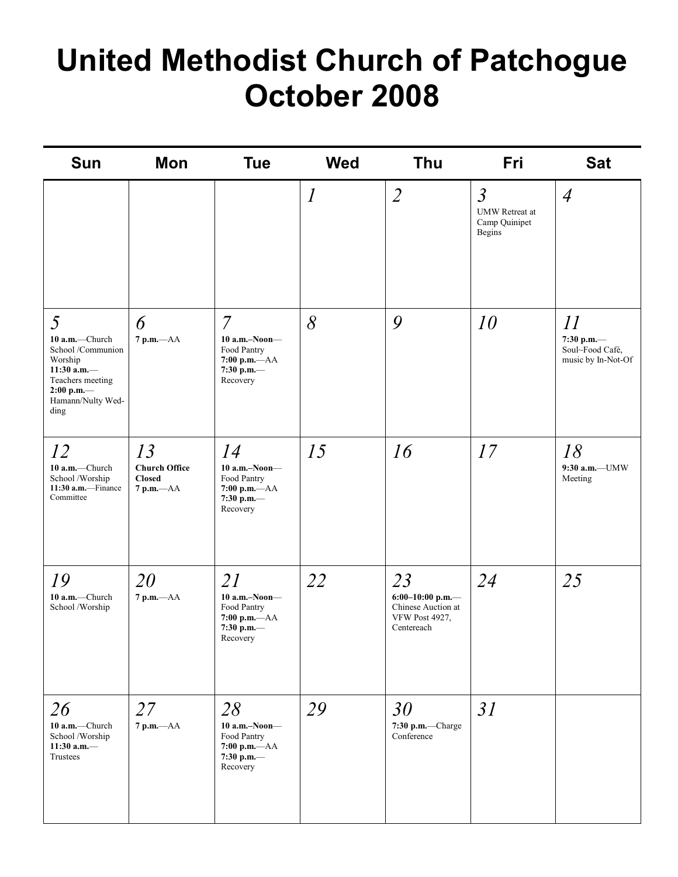# United Methodist Church of Patchogue October 2008

| Sun | Mon | Tue | Wed | Thu | Fri | Sat |
|---|---|---|---|---|---|---|
| | | | *1* | *2* | *3* UMW Retreat at Camp Quinipet Begins | *4* |
| *5* **10 a.m.**—Church School /Communion Worship **11:30 a.m.**—Teachers meeting **2:00 p.m.**—Hamann/Nulty Wedding | *6* **7 p.m.**—AA | *7* **10 a.m.–Noon**—Food Pantry **7:00 p.m.**—AA **7:30 p.m.**—Recovery | *8* | *9* | *10* | *11* **7:30 p.m.**—Soul~Food Café, music by In-Not-Of |
| *12* **10 a.m.**—Church School /Worship **11:30 a.m.**—Finance Committee | *13* **Church Office Closed** **7 p.m.**—AA | *14* **10 a.m.–Noon**—Food Pantry **7:00 p.m.**—AA **7:30 p.m.**—Recovery | *15* | *16* | *17* | *18* **9:30 a.m.**—UMW Meeting |
| *19* **10 a.m.**—Church School /Worship | *20* **7 p.m.**—AA | *21* **10 a.m.–Noon**—Food Pantry **7:00 p.m.**—AA **7:30 p.m.**—Recovery | *22* | *23* **6:00–10:00 p.m.**—Chinese Auction at VFW Post 4927, Centereach | *24* | *25* |
| *26* **10 a.m.**—Church School /Worship **11:30 a.m.**—Trustees | *27* **7 p.m.**—AA | *28* **10 a.m.–Noon**—Food Pantry **7:00 p.m.**—AA **7:30 p.m.**—Recovery | *29* | *30* **7:30 p.m.**—Charge Conference | *31* | |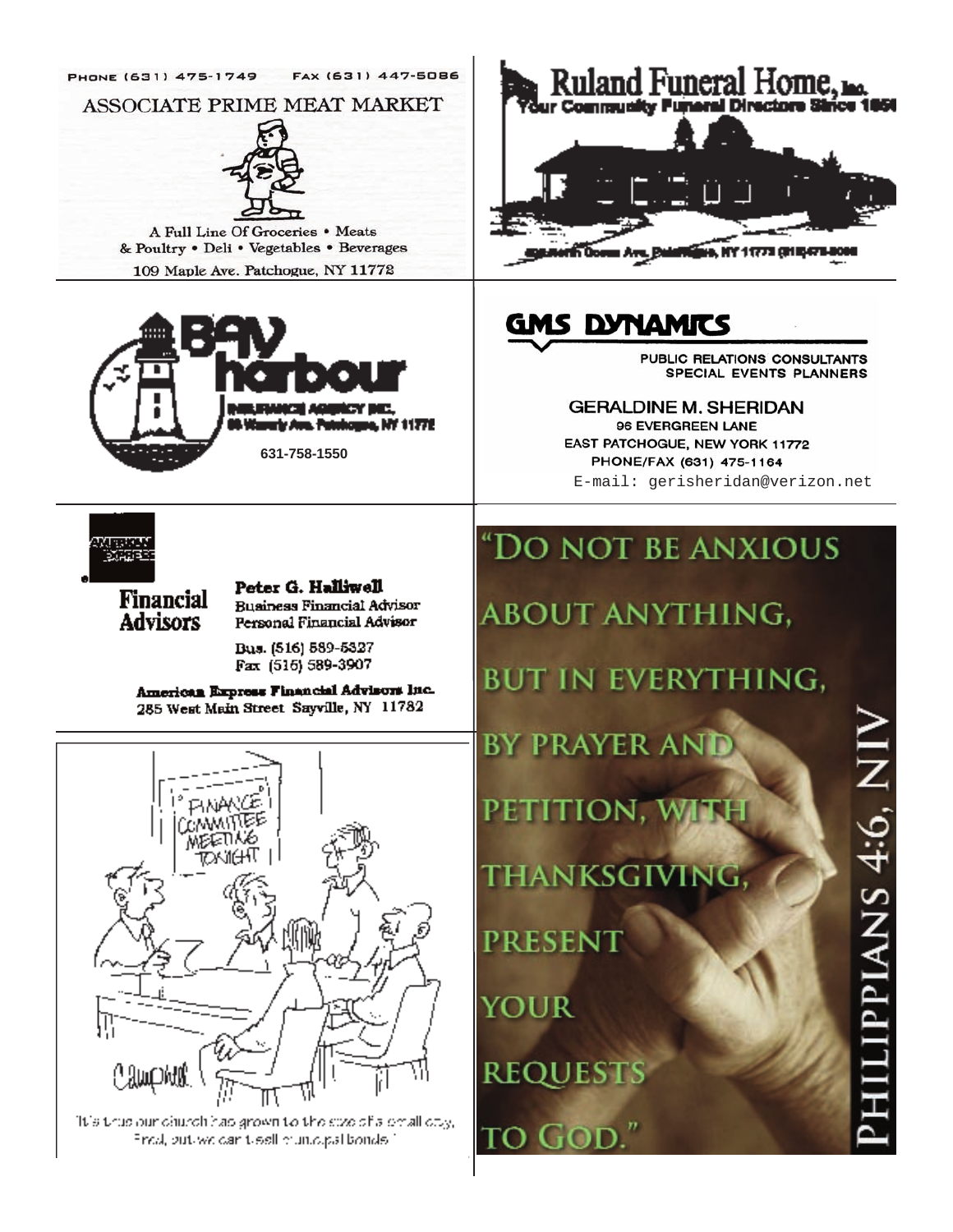PHONE (631) 475-1749 FAX (631) 447-5086

ASSOCIATE PRIME MEAT MARKET

A Full Line Of Groceries • Meats & Poultry • Deli • Vegetables • Beverages

109 Maple Ave. Patchogue, NY 11772

---

**Ruland Funeral Home, Inc.**

Your Community Funeral Directors Since 1850

---

**Bay harbour**

INSURANCE AGENCY INC.

631-758-1550

---

**GMS DYNAMICS**

PUBLIC RELATIONS CONSULTANTS
SPECIAL EVENTS PLANNERS

GERALDINE M. SHERIDAN
96 EVERGREEN LANE
EAST PATCHOGUE, NEW YORK 11772
PHONE/FAX (631) 475-1164
E-mail: gerisheridan@verizon.net

---

AMERICAN EXPRESS

**Financial Advisors**

**Peter G. Halliwell**
Business Financial Advisor
Personal Financial Advisor

Bus. (516) 589-5327
Fax (516) 589-3907

**American Express Financial Advisors Inc.**
285 West Main Street Sayville, NY 11782

---

FINANCE COMMITTEE MEETING TONIGHT

It's true our church has grown to the size of a small city, Fred, but we can't sell municipal bonds!

---

"DO NOT BE ANXIOUS ABOUT ANYTHING, BUT IN EVERYTHING, BY PRAYER AND PETITION, WITH THANKSGIVING, PRESENT YOUR REQUESTS TO GOD."

PHILIPPIANS 4:6, NIV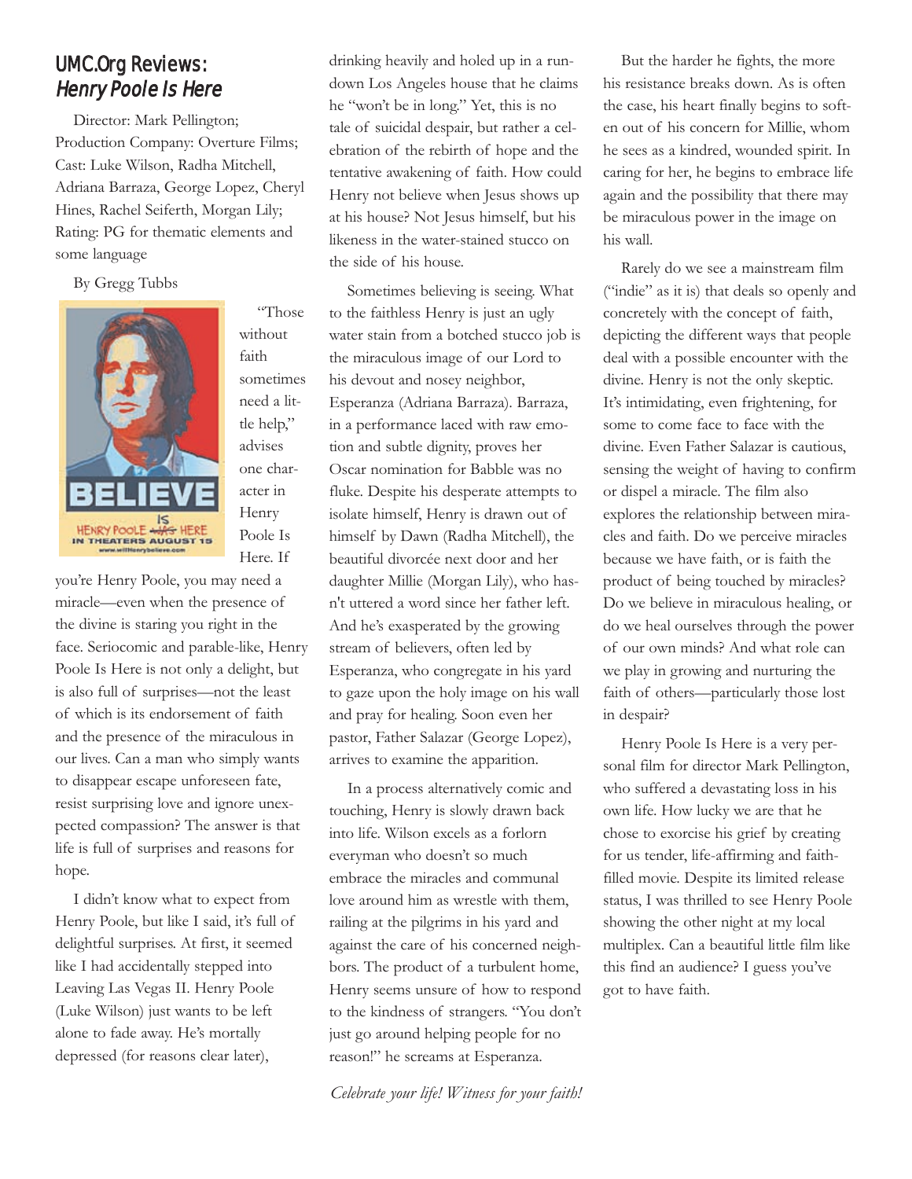# UMC.Org Reviews: *Henry Poole Is Here*

Director: Mark Pellington; Production Company: Overture Films; Cast: Luke Wilson, Radha Mitchell, Adriana Barraza, George Lopez, Cheryl Hines, Rachel Seiferth, Morgan Lily; Rating: PG for thematic elements and some language

By Gregg Tubbs

"Those without faith sometimes need a little help," advises one character in Henry Poole Is Here. If you're Henry Poole, you may need a miracle—even when the presence of the divine is staring you right in the face. Seriocomic and parable-like, Henry Poole Is Here is not only a delight, but is also full of surprises—not the least of which is its endorsement of faith and the presence of the miraculous in our lives. Can a man who simply wants to disappear escape unforeseen fate, resist surprising love and ignore unexpected compassion? The answer is that life is full of surprises and reasons for hope.

I didn't know what to expect from Henry Poole, but like I said, it's full of delightful surprises. At first, it seemed like I had accidentally stepped into Leaving Las Vegas II. Henry Poole (Luke Wilson) just wants to be left alone to fade away. He's mortally depressed (for reasons clear later), drinking heavily and holed up in a rundown Los Angeles house that he claims he "won't be in long." Yet, this is no tale of suicidal despair, but rather a celebration of the rebirth of hope and the tentative awakening of faith. How could Henry not believe when Jesus shows up at his house? Not Jesus himself, but his likeness in the water-stained stucco on the side of his house.

Sometimes believing is seeing. What to the faithless Henry is just an ugly water stain from a botched stucco job is the miraculous image of our Lord to his devout and nosey neighbor, Esperanza (Adriana Barraza). Barraza, in a performance laced with raw emotion and subtle dignity, proves her Oscar nomination for Babble was no fluke. Despite his desperate attempts to isolate himself, Henry is drawn out of himself by Dawn (Radha Mitchell), the beautiful divorcée next door and her daughter Millie (Morgan Lily), who hasn't uttered a word since her father left. And he's exasperated by the growing stream of believers, often led by Esperanza, who congregate in his yard to gaze upon the holy image on his wall and pray for healing. Soon even her pastor, Father Salazar (George Lopez), arrives to examine the apparition.

In a process alternatively comic and touching, Henry is slowly drawn back into life. Wilson excels as a forlorn everyman who doesn't so much embrace the miracles and communal love around him as wrestle with them, railing at the pilgrims in his yard and against the care of his concerned neighbors. The product of a turbulent home, Henry seems unsure of how to respond to the kindness of strangers. "You don't just go around helping people for no reason!" he screams at Esperanza.

But the harder he fights, the more his resistance breaks down. As is often the case, his heart finally begins to soften out of his concern for Millie, whom he sees as a kindred, wounded spirit. In caring for her, he begins to embrace life again and the possibility that there may be miraculous power in the image on his wall.

Rarely do we see a mainstream film ("indie" as it is) that deals so openly and concretely with the concept of faith, depicting the different ways that people deal with a possible encounter with the divine. Henry is not the only skeptic. It's intimidating, even frightening, for some to come face to face with the divine. Even Father Salazar is cautious, sensing the weight of having to confirm or dispel a miracle. The film also explores the relationship between miracles and faith. Do we perceive miracles because we have faith, or is faith the product of being touched by miracles? Do we believe in miraculous healing, or do we heal ourselves through the power of our own minds? And what role can we play in growing and nurturing the faith of others—particularly those lost in despair?

Henry Poole Is Here is a very personal film for director Mark Pellington, who suffered a devastating loss in his own life. How lucky we are that he chose to exorcise his grief by creating for us tender, life-affirming and faith-filled movie. Despite its limited release status, I was thrilled to see Henry Poole showing the other night at my local multiplex. Can a beautiful little film like this find an audience? I guess you've got to have faith.

*Celebrate your life! Witness for your faith!*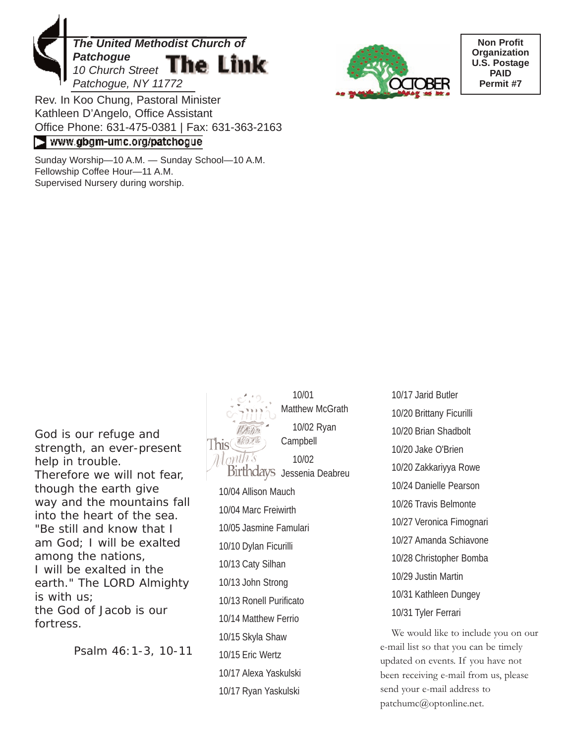***The United Methodist Church of Patchogue***

*10 Church Street*

*Patchogue, NY 11772*

# The Link

Rev. In Koo Chung, Pastoral Minister
Kathleen D'Angelo, Office Assistant
Office Phone: 631-475-0381 | Fax: 631-363-2163

www.gbgm-umc.org/patchogue

Sunday Worship—10 A.M. — Sunday School—10 A.M.
Fellowship Coffee Hour—11 A.M.
Supervised Nursery during worship.

OCTOBER

**Non Profit Organization U.S. Postage PAID Permit #7**

God is our refuge and strength, an ever-present help in trouble.
Therefore we will not fear, though the earth give way and the mountains fall into the heart of the sea.
"Be still and know that I am God; I will be exalted among the nations,
I will be exalted in the earth." The LORD Almighty is with us;
the God of Jacob is our fortress.

Psalm 46:1-3, 10-11

## This Month's Birthdays

10/01 Matthew McGrath
10/02 Ryan Campbell
10/02 Jessenia Deabreu
10/04 Allison Mauch
10/04 Marc Freiwirth
10/05 Jasmine Famulari
10/10 Dylan Ficurilli
10/13 Caty Silhan
10/13 John Strong
10/13 Ronell Purificato
10/14 Matthew Ferrio
10/15 Skyla Shaw
10/15 Eric Wertz
10/17 Alexa Yaskulski
10/17 Ryan Yaskulski
10/17 Jarid Butler
10/20 Brittany Ficurilli
10/20 Brian Shadbolt
10/20 Jake O'Brien
10/20 Zakkariyya Rowe
10/24 Danielle Pearson
10/26 Travis Belmonte
10/27 Veronica Fimognari
10/27 Amanda Schiavone
10/28 Christopher Bomba
10/29 Justin Martin
10/31 Kathleen Dungey
10/31 Tyler Ferrari

We would like to include you on our e-mail list so that you can be timely updated on events. If you have not been receiving e-mail from us, please send your e-mail address to patchumc@optonline.net.